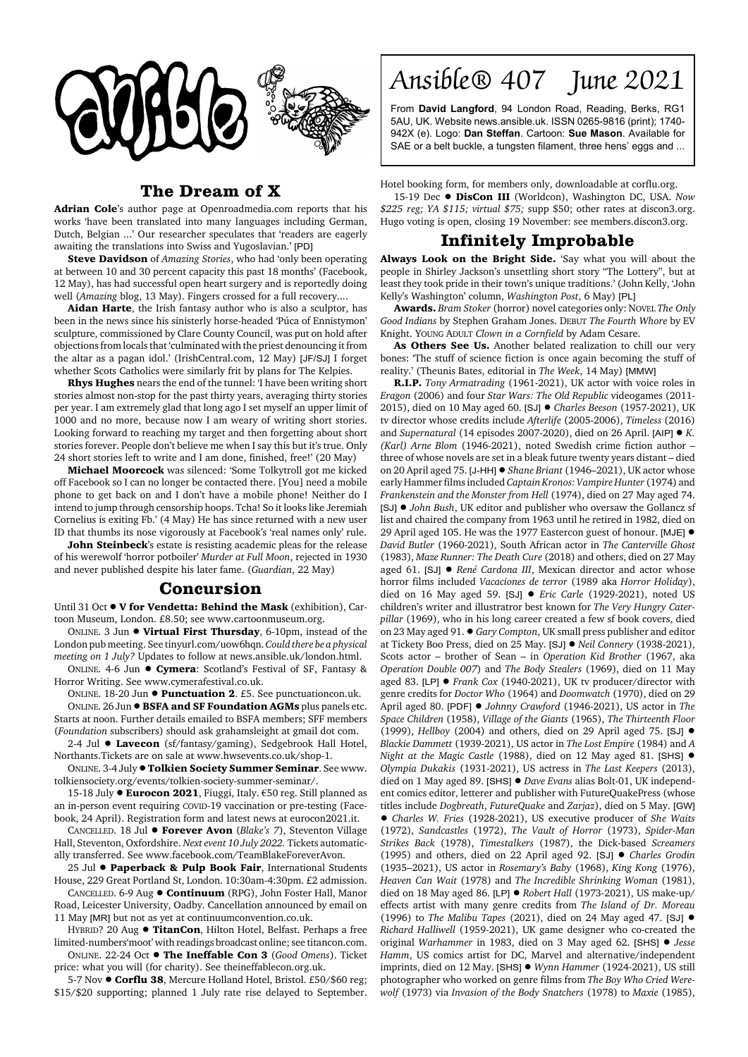# Ansible® 407 June 2021

From **David Langford**, 94 London Road, Reading, Berks, RG1 5AU, UK. Website news.ansible.uk. ISSN 0265-9816 (print); 1740-942X (e). Logo: **Dan Steffan**. Cartoon: **Sue Mason**. Available for SAE or a belt buckle, a tungsten filament, three hens' eggs and ...

## The Dream of X

**Adrian Cole**'s author page at Openroadmedia.com reports that his works 'have been translated into many languages including German, Dutch, Belgian ...' Our researcher speculates that 'readers are eagerly awaiting the translations into Swiss and Yugoslavian.' [PD]

**Steve Davidson** of *Amazing Stories*, who had 'only been operating at between 10 and 30 percent capacity this past 18 months' (Facebook, 12 May), has had successful open heart surgery and is reportedly doing well (*Amazing* blog, 13 May). Fingers crossed for a full recovery....

**Aidan Harte**, the Irish fantasy author who is also a sculptor, has been in the news since his sinisterly horse-headed 'Púca of Ennistymon' sculpture, commissioned by Clare County Council, was put on hold after objections from locals that 'culminated with the priest denouncing it from the altar as a pagan idol.' (IrishCentral.com, 12 May) [JF/SJ] I forget whether Scots Catholics were similarly frit by plans for The Kelpies.

**Rhys Hughes** nears the end of the tunnel: 'I have been writing short stories almost non-stop for the past thirty years, averaging thirty stories per year. I am extremely glad that long ago I set myself an upper limit of 1000 and no more, because now I am weary of writing short stories. Looking forward to reaching my target and then forgetting about short stories forever. People don't believe me when I say this but it's true. Only 24 short stories left to write and I am done, finished, free!' (20 May)

**Michael Moorcock** was silenced: 'Some Tolkytroll got me kicked off Facebook so I can no longer be contacted there. [You] need a mobile phone to get back on and I don't have a mobile phone! Neither do I intend to jump through censorship hoops. Tcha! So it looks like Jeremiah Cornelius is exiting Fb.' (4 May) He has since returned with a new user ID that thumbs its nose vigorously at Facebook's 'real names only' rule.

**John Steinbeck**'s estate is resisting academic pleas for the release of his werewolf 'horror potboiler' *Murder at Full Moon*, rejected in 1930 and never published despite his later fame. (*Guardian*, 22 May)

## Concursion

Until 31 Oct ● **V for Vendetta: Behind the Mask** (exhibition), Cartoon Museum, London. £8.50; see www.cartoonmuseum.org.

ONLINE. 3 Jun ● **Virtual First Thursday**, 6-10pm, instead of the London pub meeting. See tinyurl.com/uow6hqn. *Could there be a physical meeting on 1 July?* Updates to follow at news.ansible.uk/london.html.

ONLINE. 4-6 Jun ● **Cymera**: Scotland's Festival of SF, Fantasy & Horror Writing. See www.cymerafestival.co.uk.

ONLINE. 18-20 Jun ● **Punctuation 2**. £5. See punctuationcon.uk.

ONLINE. 26 Jun ● **BSFA and SF Foundation AGMs** plus panels etc. Starts at noon. Further details emailed to BSFA members; SFF members (*Foundation* subscribers) should ask grahamsleight at gmail dot com.

2-4 Jul ● **Lavecon** (sf/fantasy/gaming), Sedgebrook Hall Hotel, Northants.Tickets are on sale at www.hwsevents.co.uk/shop-1.

ONLINE. 3-4 July ● **Tolkien Society Summer Seminar**. See www.tolkiensociety.org/events/tolkien-society-summer-seminar/.

15-18 July ● **Eurocon 2021**, Fiuggi, Italy. €50 reg. Still planned as an in-person event requiring COVID-19 vaccination or pre-testing (Facebook, 24 April). Registration form and latest news at eurocon2021.it.

CANCELLED. 18 Jul ● **Forever Avon** (*Blake's 7*), Steventon Village Hall, Steventon, Oxfordshire. *Next event 10 July 2022.* Tickets automatically transferred. See www.facebook.com/TeamBlakeForeverAvon.

25 Jul ● **Paperback & Pulp Book Fair**, International Students House, 229 Great Portland St, London. 10:30am-4:30pm. £2 admission.

CANCELLED. 6-9 Aug ● **Continuum** (RPG), John Foster Hall, Manor Road, Leicester University, Oadby. Cancellation announced by email on 11 May [MR] but not as yet at continuumconvention.co.uk.

HYBRID? 20 Aug ● **TitanCon**, Hilton Hotel, Belfast. Perhaps a free limited-numbers'moot' with readings broadcast online; see titancon.com.

ONLINE. 22-24 Oct ● **The Ineffable Con 3** (*Good Omens*). Ticket price: what you will (for charity). See theineffablecon.org.uk.

5-7 Nov ● **Corflu 38**, Mercure Holland Hotel, Bristol. £50/$60 reg; $15/$20 supporting; planned 1 July rate rise delayed to September. Hotel booking form, for members only, downloadable at corflu.org.

15-19 Dec ● **DisCon III** (Worldcon), Washington DC, USA. *Now $225 reg; YA $115; virtual $75;* supp $50; other rates at discon3.org. Hugo voting is open, closing 19 November: see members.discon3.org.

## Infinitely Improbable

**Always Look on the Bright Side.** 'Say what you will about the people in Shirley Jackson's unsettling short story "The Lottery", but at least they took pride in their town's unique traditions.' (John Kelly, 'John Kelly's Washington' column, *Washington Post*, 6 May) [PL]

**Awards.** *Bram Stoker* (horror) novel categories only: NOVEL *The Only Good Indians* by Stephen Graham Jones. DEBUT *The Fourth Whore* by EV Knight. YOUNG ADULT *Clown in a Cornfield* by Adam Cesare.

**As Others See Us.** Another belated realization to chill our very bones: 'The stuff of science fiction is once again becoming the stuff of reality.' (Theunis Bates, editorial in *The Week*, 14 May) [MMW]

**R.I.P.** *Tony Armatrading* (1961-2021), UK actor with voice roles in *Eragon* (2006) and four *Star Wars: The Old Republic* videogames (2011-2015), died on 10 May aged 60. [SJ] ● *Charles Beeson* (1957-2021), UK tv director whose credits include *Afterlife* (2005-2006), *Timeless* (2016) and *Supernatural* (14 episodes 2007-2020), died on 26 April. [AIP] ● *K. (Karl) Arne Blom* (1946-2021), noted Swedish crime fiction author – three of whose novels are set in a bleak future twenty years distant – died on 20 April aged 75. [J-HH] ● *Shane Briant* (1946–2021), UK actor whose early Hammer films included *Captain Kronos: Vampire Hunter* (1974) and *Frankenstein and the Monster from Hell* (1974), died on 27 May aged 74. [SJ] ● *John Bush*, UK editor and publisher who oversaw the Gollancz sf list and chaired the company from 1963 until he retired in 1982, died on 29 April aged 105. He was the 1977 Eastercon guest of honour. [MJE] ● *David Butler* (1960-2021), South African actor in *The Canterville Ghost* (2018), *Maze Runner: The Death Cure* (2018) and others, died on 27 May aged 61. [SJ] ● *René Cardona III*, Mexican director and actor whose horror films included *Vacaciones de terror* (1989 aka *Horror Holiday*), died on 16 May aged 59. [SJ] ● *Eric Carle* (1929-2021), noted US children's writer and illustratror best known for *The Very Hungry Caterpillar* (1969), who in his long career created a few sf book covers, died on 23 May aged 91. ● *Gary Compton*, UK small press publisher and editor at Tickety Boo Press, died on 25 May. [SJ] ● *Neil Connery* (1938-2021), Scots actor – brother of Sean – in *Operation Kid Brother* (1967, aka *Operation Double 007*) and *The Body Stealers* (1969), died on 11 May aged 83. [LP] ● *Frank Cox* (1940-2021), UK tv producer/director with genre credits for *Doctor Who* (1964) and *Doomwatch* (1970), died on 29 April aged 80. [PDF] ● *Johnny Crawford* (1946-2021), US actor in *The Space Children* (1958), *Village of the Giants* (1965), *The Thirteenth Floor* (1999), *Hellboy* (2004) and others, died on 29 April aged 75. [SJ] ● *Blackie Dammett* (1939-2021), US actor in *The Lost Empire* (1984) and *A Night at the Magic Castle* (1988), died on 12 May aged 81. [SHS] ● *Olympia Dukakis* (1931-2021), US actress in *The Last Keepers* (2013), died on 1 May aged 89. [SHS] ● *Dave Evans* alias Bolt-01, UK independent comics editor, letterer and publisher with FutureQuakePress (whose titles include *Dogbreath*, *FutureQuake* and *Zarjaz*), died on 5 May. [GW] ● *Charles W. Fries* (1928-2021), US executive producer of *She Waits* (1972), *Sandcastles* (1972), *The Vault of Horror* (1973), *Spider-Man Strikes Back* (1978), *Timestalkers* (1987), the Dick-based *Screamers* (1995) and others, died on 22 April aged 92. [SJ] ● *Charles Grodin* (1935–2021), US actor in *Rosemary's Baby* (1968), *King Kong* (1976), *Heaven Can Wait* (1978) and *The Incredible Shrinking Woman* (1981), died on 18 May aged 86. [LP] ● *Robert Hall* (1973-2021), US make-up/effects artist with many genre credits from *The Island of Dr. Moreau* (1996) to *The Malibu Tapes* (2021), died on 24 May aged 47. [SJ] ● *Richard Halliwell* (1959-2021), UK game designer who co-created the original *Warhammer* in 1983, died on 3 May aged 62. [SHS] ● *Jesse Hamm*, US comics artist for DC, Marvel and alternative/independent imprints, died on 12 May. [SHS] ● *Wynn Hammer* (1924-2021), US still photographer who worked on genre films from *The Boy Who Cried Werewolf* (1973) via *Invasion of the Body Snatchers* (1978) to *Maxie* (1985),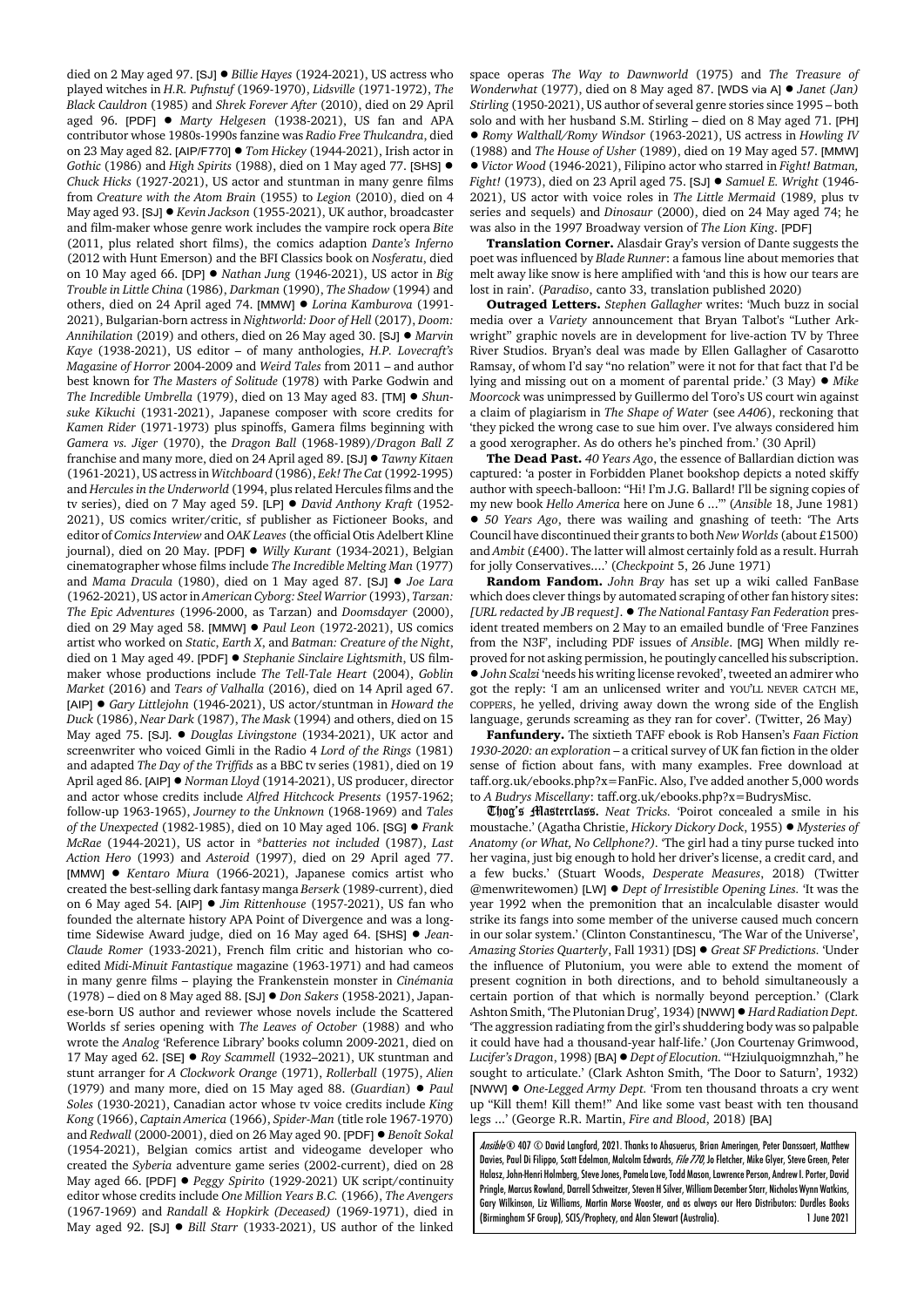died on 2 May aged 97. [SJ] ● *Billie Hayes* (1924-2021), US actress who played witches in *H.R. Pufnstuf* (1969-1970), *Lidsville* (1971-1972), *The Black Cauldron* (1985) and *Shrek Forever After* (2010), died on 29 April aged 96. [PDF] ● *Marty Helgesen* (1938-2021), US fan and APA contributor whose 1980s-1990s fanzine was *Radio Free Thulcandra*, died on 23 May aged 82. [AIP/F770] ● *Tom Hickey* (1944-2021), Irish actor in *Gothic* (1986) and *High Spirits* (1988), died on 1 May aged 77. [SHS] ● *Chuck Hicks* (1927-2021), US actor and stuntman in many genre films from *Creature with the Atom Brain* (1955) to *Legion* (2010), died on 4 May aged 93. [SJ] ● *Kevin Jackson* (1955-2021), UK author, broadcaster and film-maker whose genre work includes the vampire rock opera *Bite* (2011, plus related short films), the comics adaption *Dante's Inferno* (2012 with Hunt Emerson) and the BFI Classics book on *Nosferatu*, died on 10 May aged 66. [DP] ● *Nathan Jung* (1946-2021), US actor in *Big Trouble in Little China* (1986), *Darkman* (1990), *The Shadow* (1994) and others, died on 24 April aged 74. [MMW] ● *Lorina Kamburova* (1991-2021), Bulgarian-born actress in *Nightworld: Door of Hell* (2017), *Doom: Annihilation* (2019) and others, died on 26 May aged 30. [SJ] ● *Marvin Kaye* (1938-2021), US editor – of many anthologies, *H.P. Lovecraft's Magazine of Horror* 2004-2009 and *Weird Tales* from 2011 – and author best known for *The Masters of Solitude* (1978) with Parke Godwin and *The Incredible Umbrella* (1979), died on 13 May aged 83. [TM] ● *Shunsuke Kikuchi* (1931-2021), Japanese composer with score credits for *Kamen Rider* (1971-1973) plus spinoffs, Gamera films beginning with *Gamera vs. Jiger* (1970), the *Dragon Ball* (1968-1989)/*Dragon Ball Z* franchise and many more, died on 24 April aged 89. [SJ] ● *Tawny Kitaen* (1961-2021), US actress in *Witchboard* (1986), *Eek! The Cat* (1992-1995) and *Hercules in the Underworld* (1994, plus related Hercules films and the tv series), died on 7 May aged 59. [LP] ● *David Anthony Kraft* (1952-2021), US comics writer/critic, sf publisher as Fictioneer Books, and editor of *Comics Interview* and *OAK Leaves* (the official Otis Adelbert Kline journal), died on 20 May. [PDF] ● *Willy Kurant* (1934-2021), Belgian cinematographer whose films include *The Incredible Melting Man* (1977) and *Mama Dracula* (1980), died on 1 May aged 87. [SJ] ● *Joe Lara* (1962-2021), US actor in *American Cyborg: Steel Warrior* (1993), *Tarzan: The Epic Adventures* (1996-2000, as Tarzan) and *Doomsdayer* (2000), died on 29 May aged 58. [MMW] ● *Paul Leon* (1972-2021), US comics artist who worked on *Static*, *Earth X*, and *Batman: Creature of the Night*, died on 1 May aged 49. [PDF] ● *Stephanie Sinclaire Lightsmith*, US film-maker whose productions include *The Tell-Tale Heart* (2004), *Goblin Market* (2016) and *Tears of Valhalla* (2016), died on 14 April aged 67. [AIP] ● *Gary Littlejohn* (1946-2021), US actor/stuntman in *Howard the Duck* (1986), *Near Dark* (1987), *The Mask* (1994) and others, died on 15 May aged 75. [SJ]. ● *Douglas Livingstone* (1934-2021), UK actor and screenwriter who voiced Gimli in the Radio 4 *Lord of the Rings* (1981) and adapted *The Day of the Triffids* as a BBC tv series (1981), died on 19 April aged 86. [AIP] ● *Norman Lloyd* (1914-2021), US producer, director and actor whose credits include *Alfred Hitchcock Presents* (1957-1962; follow-up 1963-1965), *Journey to the Unknown* (1968-1969) and *Tales of the Unexpected* (1982-1985), died on 10 May aged 106. [SG] ● *Frank McRae* (1944-2021), US actor in *\*batteries not included* (1987), *Last Action Hero* (1993) and *Asteroid* (1997), died on 29 April aged 77. [MMW] ● *Kentaro Miura* (1966-2021), Japanese comics artist who created the best-selling dark fantasy manga *Berserk* (1989-current), died on 6 May aged 54. [AIP] ● *Jim Rittenhouse* (1957-2021), US fan who founded the alternate history APA Point of Divergence and was a long-time Sidewise Award judge, died on 16 May aged 64. [SHS] ● *Jean-Claude Romer* (1933-2021), French film critic and historian who co-edited *Midi-Minuit Fantastique* magazine (1963-1971) and had cameos in many genre films – playing the Frankenstein monster in *Cinémania* (1978) – died on 8 May aged 88. [SJ] ● *Don Sakers* (1958-2021), Japanese-born US author and reviewer whose novels include the Scattered Worlds sf series opening with *The Leaves of October* (1988) and who wrote the *Analog* 'Reference Library' books column 2009-2021, died on 17 May aged 62. [SE] ● *Roy Scammell* (1932–2021), UK stuntman and stunt arranger for *A Clockwork Orange* (1971), *Rollerball* (1975), *Alien* (1979) and many more, died on 15 May aged 88. (*Guardian*) ● *Paul Soles* (1930-2021), Canadian actor whose tv voice credits include *King Kong* (1966), *Captain America* (1966), *Spider-Man* (title role 1967-1970) and *Redwall* (2000-2001), died on 26 May aged 90. [PDF] ● *Benoît Sokal* (1954-2021), Belgian comics artist and videogame developer who created the *Syberia* adventure game series (2002-current), died on 28 May aged 66. [PDF] ● *Peggy Spirito* (1929-2021) UK script/continuity editor whose credits include *One Million Years B.C.* (1966), *The Avengers* (1967-1969) and *Randall & Hopkirk (Deceased)* (1969-1971), died in May aged 92. [SJ] ● *Bill Starr* (1933-2021), US author of the linked space operas *The Way to Dawnworld* (1975) and *The Treasure of Wonderwhat* (1977), died on 8 May aged 87. [WDS via A] ● *Janet (Jan) Stirling* (1950-2021), US author of several genre stories since 1995 – both solo and with her husband S.M. Stirling – died on 8 May aged 71. [PH] ● *Romy Walthall/Romy Windsor* (1963-2021), US actress in *Howling IV* (1988) and *The House of Usher* (1989), died on 19 May aged 57. [MMW] ● *Victor Wood* (1946-2021), Filipino actor who starred in *Fight! Batman, Fight!* (1973), died on 23 April aged 75. [SJ] ● *Samuel E. Wright* (1946-2021), US actor with voice roles in *The Little Mermaid* (1989, plus tv series and sequels) and *Dinosaur* (2000), died on 24 May aged 74; he was also in the 1997 Broadway version of *The Lion King*. [PDF]

**Translation Corner.** Alasdair Gray's version of Dante suggests the poet was influenced by *Blade Runner*: a famous line about memories that melt away like snow is here amplified with 'and this is how our tears are lost in rain'. (*Paradiso*, canto 33, translation published 2020)

**Outraged Letters.** *Stephen Gallagher* writes: 'Much buzz in social media over a *Variety* announcement that Bryan Talbot's "Luther Arkwright" graphic novels are in development for live-action TV by Three River Studios. Bryan's deal was made by Ellen Gallagher of Casarotto Ramsay, of whom I'd say "no relation" were it not for that fact that I'd be lying and missing out on a moment of parental pride.' (3 May) ● *Mike Moorcock* was unimpressed by Guillermo del Toro's US court win against a claim of plagiarism in *The Shape of Water* (see *A406*), reckoning that 'they picked the wrong case to sue him over. I've always considered him a good xerographer. As do others he's pinched from.' (30 April)

**The Dead Past.** *40 Years Ago*, the essence of Ballardian diction was captured: 'a poster in Forbidden Planet bookshop depicts a noted skiffy author with speech-balloon: "Hi! I'm J.G. Ballard! I'll be signing copies of my new book *Hello America* here on June 6 ..."' (*Ansible* 18, June 1981) ● *50 Years Ago*, there was wailing and gnashing of teeth: 'The Arts Council have discontinued their grants to both *New Worlds* (about £1500) and *Ambit* (£400). The latter will almost certainly fold as a result. Hurrah for jolly Conservatives....' (*Checkpoint* 5, 26 June 1971)

**Random Fandom.** *John Bray* has set up a wiki called FanBase which does clever things by automated scraping of other fan history sites: *[URL redacted by JB request]*. ● *The National Fantasy Fan Federation* president treated members on 2 May to an emailed bundle of 'Free Fanzines from the N3F', including PDF issues of *Ansible*. [MG] When mildly reproved for not asking permission, he poutingly cancelled his subscription. ● *John Scalzi* 'needs his writing license revoked', tweeted an admirer who got the reply: 'I am an unlicensed writer and YOU'LL NEVER CATCH ME, COPPERS, he yelled, driving away down the wrong side of the English language, gerunds screaming as they ran for cover'. (Twitter, 26 May)

**Fanfundery.** The sixtieth TAFF ebook is Rob Hansen's *Faan Fiction 1930-2020: an exploration* – a critical survey of UK fan fiction in the older sense of fiction about fans, with many examples. Free download at taff.org.uk/ebooks.php?x=FanFic. Also, I've added another 5,000 words to *A Budrys Miscellany*: taff.org.uk/ebooks.php?x=BudrysMisc.

**Thog's Masterclass.** *Neat Tricks.* 'Poirot concealed a smile in his moustache.' (Agatha Christie, *Hickory Dickory Dock*, 1955) ● *Mysteries of Anatomy (or What, No Cellphone?).* 'The girl had a tiny purse tucked into her vagina, just big enough to hold her driver's license, a credit card, and a few bucks.' (Stuart Woods, *Desperate Measures*, 2018) (Twitter @menwritewomen) [LW] ● *Dept of Irresistible Opening Lines.* 'It was the year 1992 when the premonition that an incalculable disaster would strike its fangs into some member of the universe caused much concern in our solar system.' (Clinton Constantinescu, 'The War of the Universe', *Amazing Stories Quarterly*, Fall 1931) [DS] ● *Great SF Predictions.* 'Under the influence of Plutonium, you were able to extend the moment of present cognition in both directions, and to behold simultaneously a certain portion of that which is normally beyond perception.' (Clark Ashton Smith, 'The Plutonian Drug', 1934) [NWW] ● *Hard Radiation Dept.* 'The aggression radiating from the girl's shuddering body was so palpable it could have had a thousand-year half-life.' (Jon Courtenay Grimwood, *Lucifer's Dragon*, 1998) [BA] ● *Dept of Elocution.* '"Hziulquoigmnzhah," he sought to articulate.' (Clark Ashton Smith, 'The Door to Saturn', 1932) [NWW] ● *One-Legged Army Dept.* 'From ten thousand throats a cry went up "Kill them! Kill them!" And like some vast beast with ten thousand legs ...' (George R.R. Martin, *Fire and Blood*, 2018) [BA]

*Ansible*® 407 © David Langford, 2021. Thanks to Ahasuerus, Brian Ameringen, Peter Danssaert, Matthew Davies, Paul Di Filippo, Scott Edelman, Malcolm Edwards, *File 770*, Jo Fletcher, Mike Glyer, Steve Green, Peter Halasz, John-Henri Holmberg, Steve Jones, Pamela Love, Todd Mason, Lawrence Person, Andrew I. Porter, David Pringle, Marcus Rowland, Darrell Schweitzer, Steven H Silver, William December Starr, Nicholas Wynn Watkins, Gary Wilkinson, Liz Williams, Martin Morse Wooster, and as always our Hero Distributors: Durdles Books (Birmingham SF Group), SCIS/Prophecy, and Alan Stewart (Australia). 1 June 2021